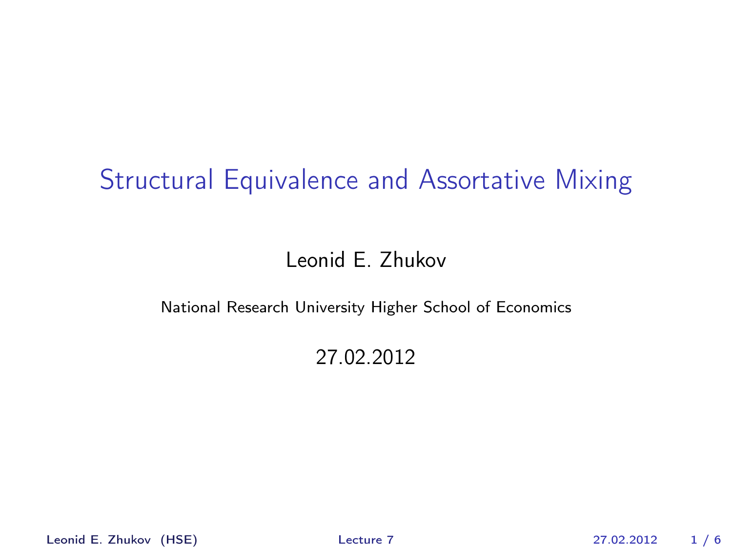# Structural Equivalence and Assortative Mixing

Leonid E. Zhukov

National Research University Higher School of Economics

27.02.2012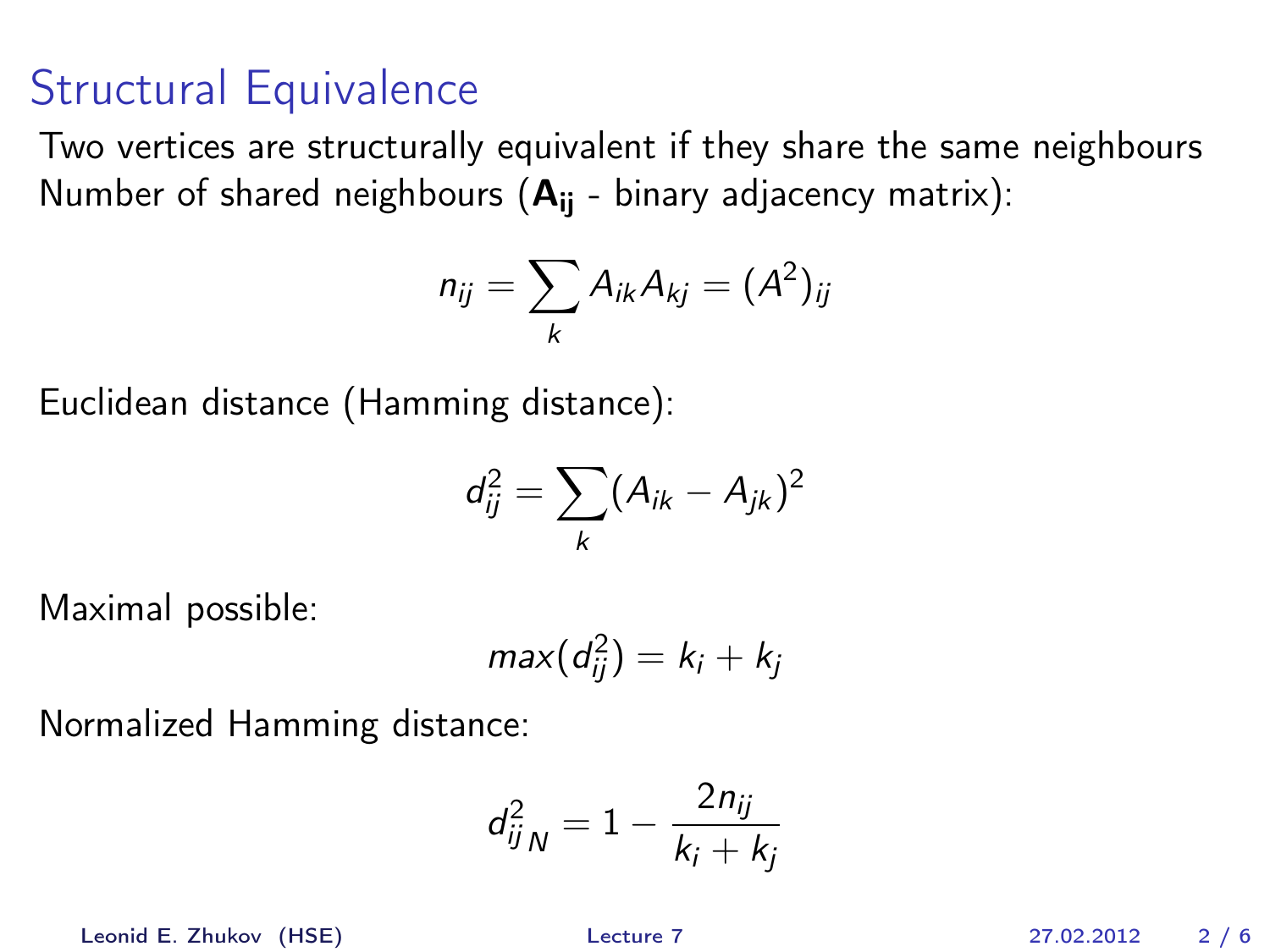# Structural Equivalence

Two vertices are structurally equivalent if they share the same neighbours
Number of shared neighbours ($\mathbf{A_{ij}}$ - binary adjacency matrix):

$$n_{ij} = \sum_k A_{ik} A_{kj} = (A^2)_{ij}$$

Euclidean distance (Hamming distance):

$$d_{ij}^2 = \sum_k (A_{ik} - A_{jk})^2$$

Maximal possible:

$$max(d_{ij}^2) = k_i + k_j$$

Normalized Hamming distance:

$$d_{ij}^2{}_N = 1 - \frac{2n_{ij}}{k_i + k_j}$$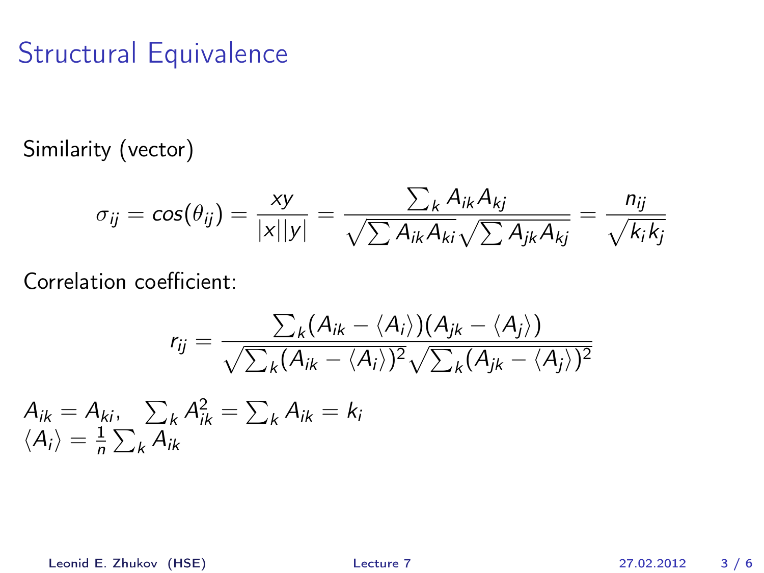# Structural Equivalence

Similarity (vector)

$$\sigma_{ij} = cos(\theta_{ij}) = \frac{xy}{|x||y|} = \frac{\sum_k A_{ik}A_{kj}}{\sqrt{\sum A_{ik}A_{ki}}\sqrt{\sum A_{jk}A_{kj}}} = \frac{n_{ij}}{\sqrt{k_i k_j}}$$

Correlation coefficient:

$$r_{ij} = \frac{\sum_k (A_{ik} - \langle A_i \rangle)(A_{jk} - \langle A_j \rangle)}{\sqrt{\sum_k (A_{ik} - \langle A_i \rangle)^2}\sqrt{\sum_k (A_{jk} - \langle A_j \rangle)^2}}$$

$A_{ik} = A_{ki}, \quad \sum_k A_{ik}^2 = \sum_k A_{ik} = k_i$
$\langle A_i \rangle = \frac{1}{n} \sum_k A_{ik}$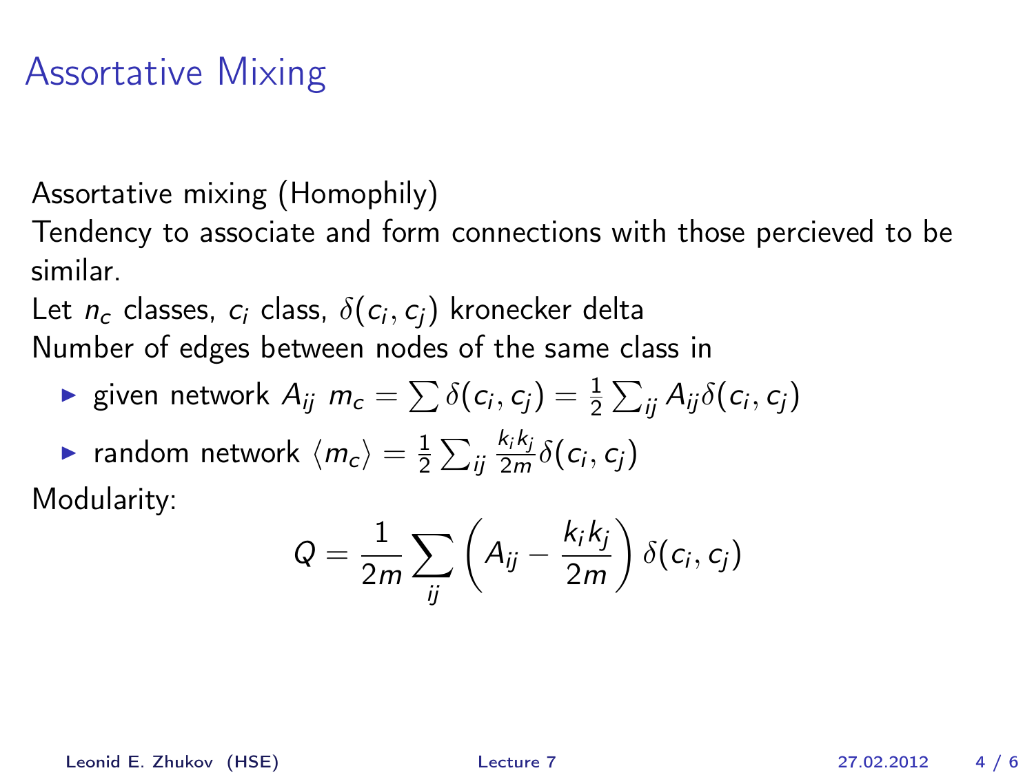# Assortative Mixing

Assortative mixing (Homophily)

Tendency to associate and form connections with those percieved to be similar.

Let $n_c$ classes, $c_i$ class, $\delta(c_i, c_j)$ kronecker delta

Number of edges between nodes of the same class in

- given network $A_{ij}$ $m_c = \sum \delta(c_i, c_j) = \frac{1}{2} \sum_{ij} A_{ij} \delta(c_i, c_j)$
- random network $\langle m_c \rangle = \frac{1}{2} \sum_{ij} \frac{k_i k_j}{2m} \delta(c_i, c_j)$

Modularity:

$$Q = \frac{1}{2m} \sum_{ij} \left( A_{ij} - \frac{k_i k_j}{2m} \right) \delta(c_i, c_j)$$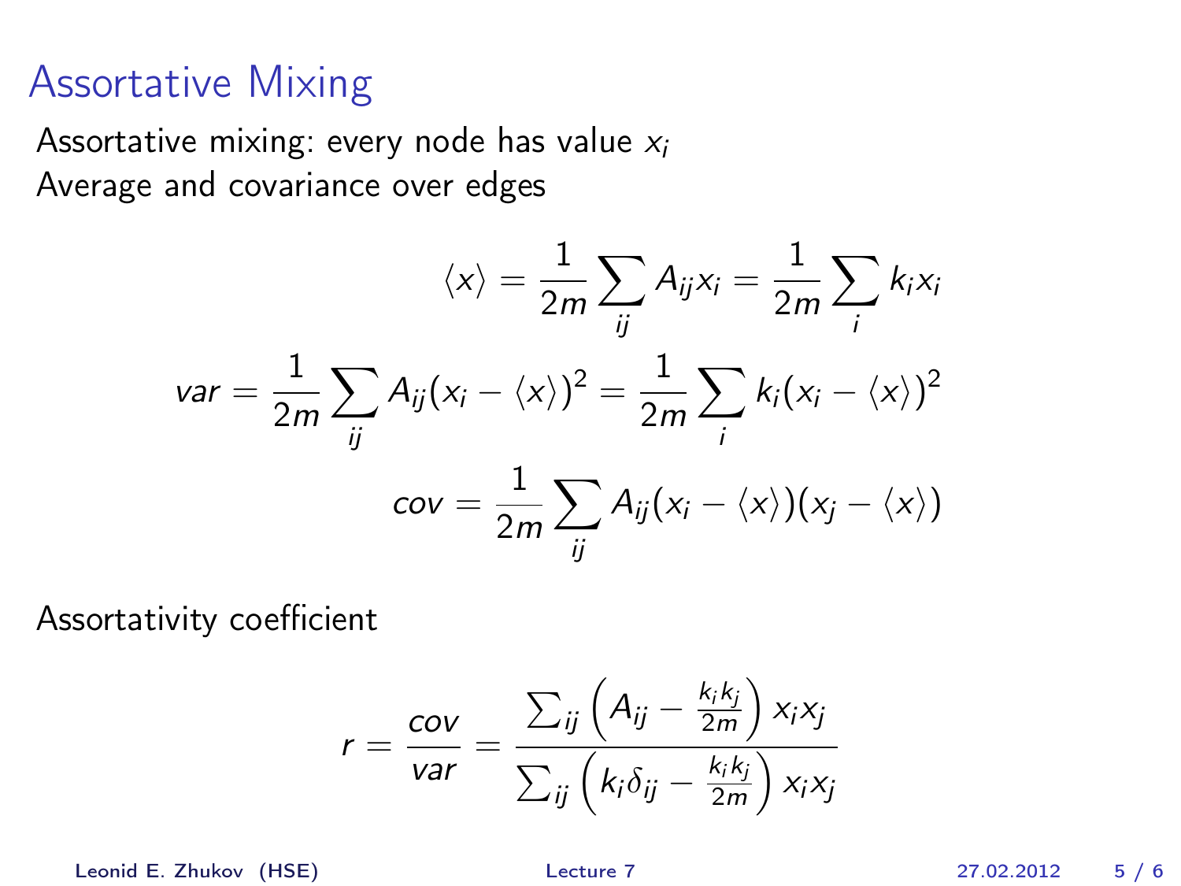# Assortative Mixing

Assortative mixing: every node has value $x_i$
Average and covariance over edges

$$\langle x \rangle = \frac{1}{2m} \sum_{ij} A_{ij} x_i = \frac{1}{2m} \sum_i k_i x_i$$

$$var = \frac{1}{2m} \sum_{ij} A_{ij} (x_i - \langle x \rangle)^2 = \frac{1}{2m} \sum_i k_i (x_i - \langle x \rangle)^2$$

$$cov = \frac{1}{2m} \sum_{ij} A_{ij} (x_i - \langle x \rangle)(x_j - \langle x \rangle)$$

Assortativity coefficient

$$r = \frac{cov}{var} = \frac{\sum_{ij} \left( A_{ij} - \frac{k_i k_j}{2m} \right) x_i x_j}{\sum_{ij} \left( k_i \delta_{ij} - \frac{k_i k_j}{2m} \right) x_i x_j}$$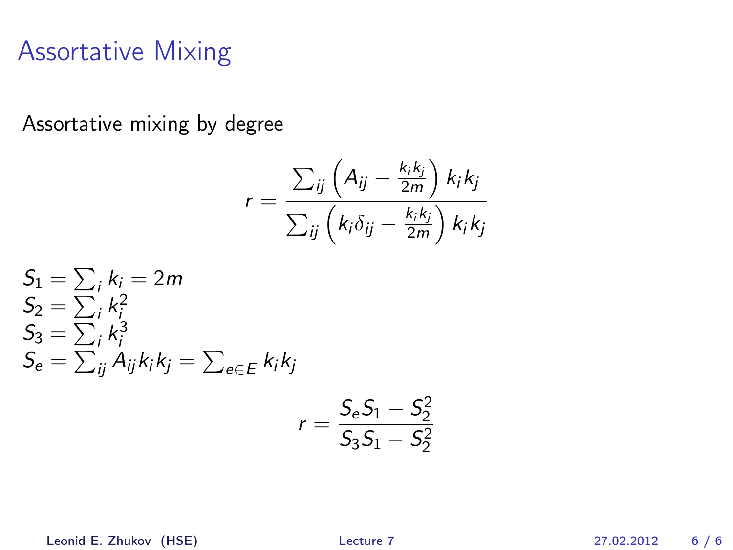# Assortative Mixing

Assortative mixing by degree

$$r = \frac{\sum_{ij} \left( A_{ij} - \frac{k_i k_j}{2m} \right) k_i k_j}{\sum_{ij} \left( k_i \delta_{ij} - \frac{k_i k_j}{2m} \right) k_i k_j}$$

$S_1 = \sum_i k_i = 2m$
$S_2 = \sum_i k_i^2$
$S_3 = \sum_i k_i^3$
$S_e = \sum_{ij} A_{ij} k_i k_j = \sum_{e \in E} k_i k_j$

$$r = \frac{S_e S_1 - S_2^2}{S_3 S_1 - S_2^2}$$